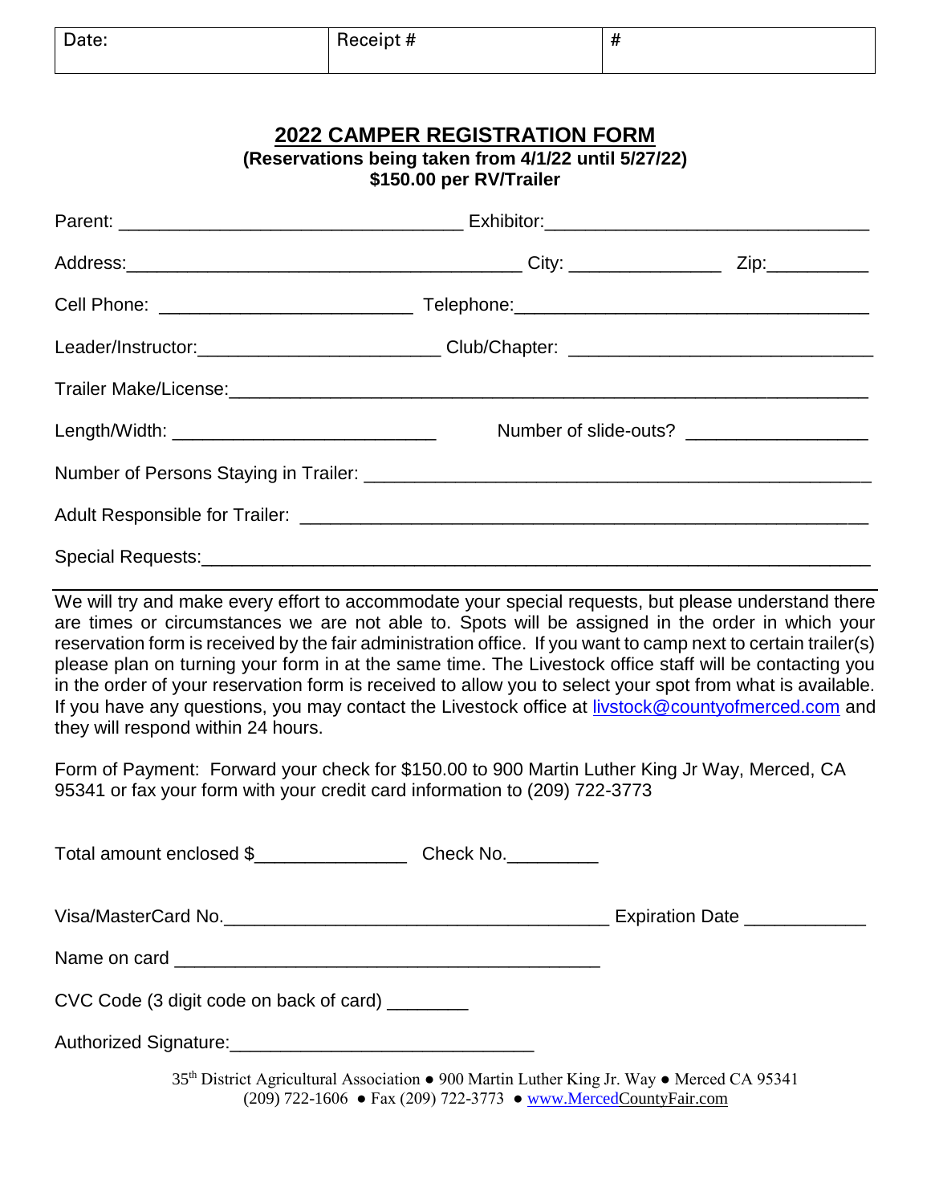| Date: | Receipt # | # |
|---|---|---|

## 2022 CAMPER REGISTRATION FORM

**(Reservations being taken from 4/1/22 until 5/27/22)**

**$150.00 per RV/Trailer**

Parent: ________________________________ Exhibitor:______________________________

Address:____________________________________ City: ______________ Zip:__________

Cell Phone: _______________________ Telephone:_________________________________

Leader/Instructor:______________________ Club/Chapter: ___________________________

Trailer Make/License:______________________________________________________________

Length/Width: ________________________ Number of slide-outs? ________________

Number of Persons Staying in Trailer: _______________________________________________

Adult Responsible for Trailer: ____________________________________________________

Special Requests:_________________________________________________________________

We will try and make every effort to accommodate your special requests, but please understand there are times or circumstances we are not able to. Spots will be assigned in the order in which your reservation form is received by the fair administration office. If you want to camp next to certain trailer(s) please plan on turning your form in at the same time. The Livestock office staff will be contacting you in the order of your reservation form is received to allow you to select your spot from what is available. If you have any questions, you may contact the Livestock office at livstock@countyofmerced.com and they will respond within 24 hours.

Form of Payment: Forward your check for $150.00 to 900 Martin Luther King Jr Way, Merced, CA 95341 or fax your form with your credit card information to (209) 722-3773

Total amount enclosed $______________ Check No._________

Visa/MasterCard No.___________________________________ Expiration Date ___________

Name on card ________________________________________

CVC Code (3 digit code on back of card) ________

Authorized Signature:____________________________

35th District Agricultural Association ● 900 Martin Luther King Jr. Way ● Merced CA 95341
(209) 722-1606 ● Fax (209) 722-3773 ● www.MercedCountyFair.com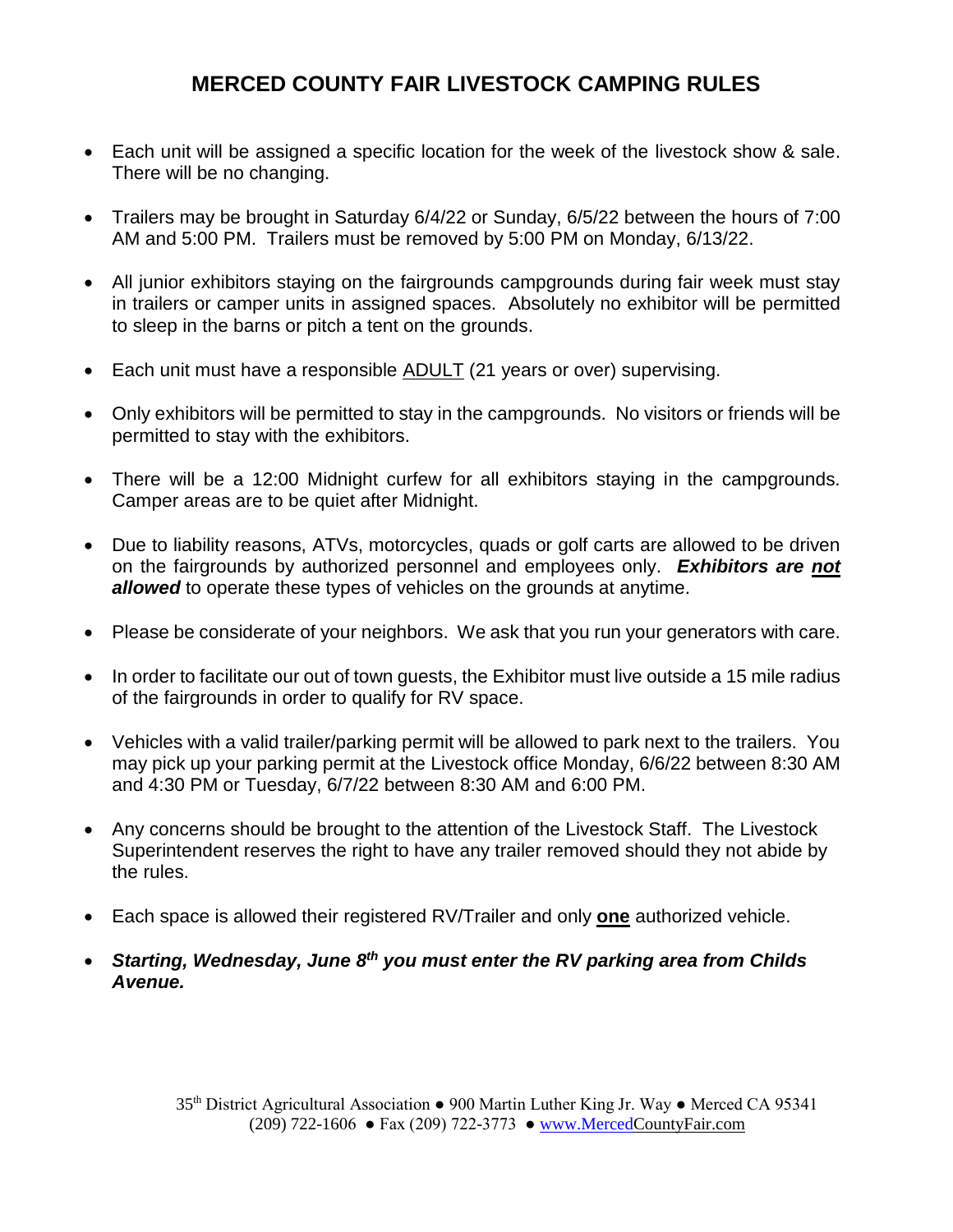# MERCED COUNTY FAIR LIVESTOCK CAMPING RULES

- Each unit will be assigned a specific location for the week of the livestock show & sale. There will be no changing.
- Trailers may be brought in Saturday 6/4/22 or Sunday, 6/5/22 between the hours of 7:00 AM and 5:00 PM. Trailers must be removed by 5:00 PM on Monday, 6/13/22.
- All junior exhibitors staying on the fairgrounds campgrounds during fair week must stay in trailers or camper units in assigned spaces. Absolutely no exhibitor will be permitted to sleep in the barns or pitch a tent on the grounds.
- Each unit must have a responsible ADULT (21 years or over) supervising.
- Only exhibitors will be permitted to stay in the campgrounds. No visitors or friends will be permitted to stay with the exhibitors.
- There will be a 12:00 Midnight curfew for all exhibitors staying in the campgrounds. Camper areas are to be quiet after Midnight.
- Due to liability reasons, ATVs, motorcycles, quads or golf carts are allowed to be driven on the fairgrounds by authorized personnel and employees only. ***Exhibitors are not allowed*** to operate these types of vehicles on the grounds at anytime.
- Please be considerate of your neighbors. We ask that you run your generators with care.
- In order to facilitate our out of town guests, the Exhibitor must live outside a 15 mile radius of the fairgrounds in order to qualify for RV space.
- Vehicles with a valid trailer/parking permit will be allowed to park next to the trailers. You may pick up your parking permit at the Livestock office Monday, 6/6/22 between 8:30 AM and 4:30 PM or Tuesday, 6/7/22 between 8:30 AM and 6:00 PM.
- Any concerns should be brought to the attention of the Livestock Staff. The Livestock Superintendent reserves the right to have any trailer removed should they not abide by the rules.
- Each space is allowed their registered RV/Trailer and only **one** authorized vehicle.
- ***Starting, Wednesday, June 8th you must enter the RV parking area from Childs Avenue.***

35th District Agricultural Association ● 900 Martin Luther King Jr. Way ● Merced CA 95341
(209) 722-1606 ● Fax (209) 722-3773 ● www.MercedCountyFair.com